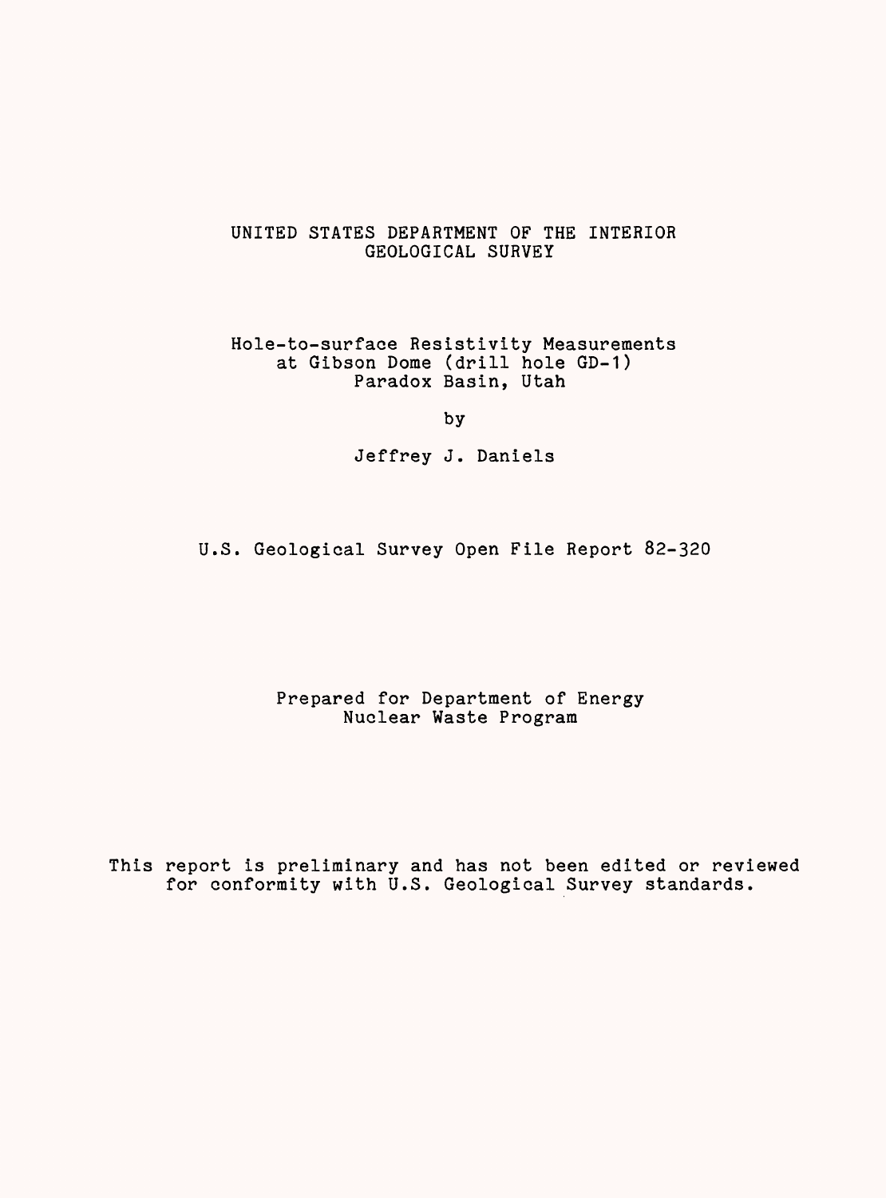UNITED STATES DEPARTMENT OF THE INTERIOR
GEOLOGICAL SURVEY

# Hole-to-surface Resistivity Measurements at Gibson Dome (drill hole GD-1) Paradox Basin, Utah

by

Jeffrey J. Daniels

U.S. Geological Survey Open File Report 82-320

Prepared for Department of Energy
Nuclear Waste Program

This report is preliminary and has not been edited or reviewed for conformity with U.S. Geological Survey standards.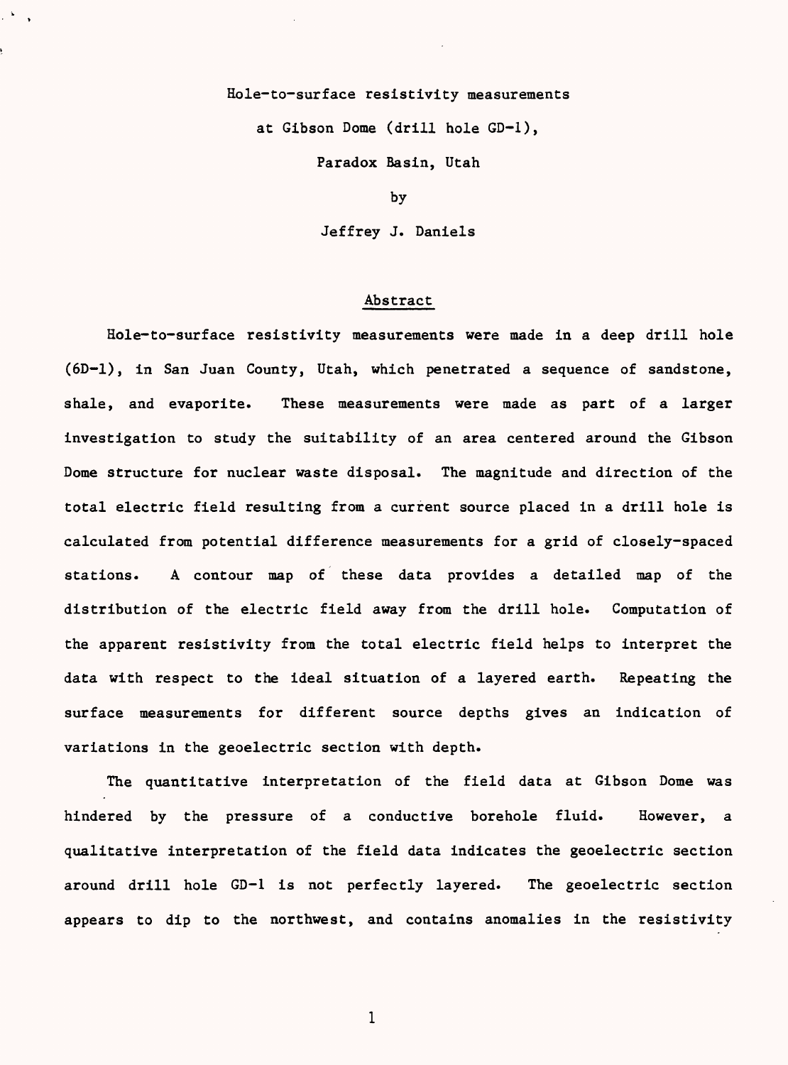Hole-to-surface resistivity measurements

at Gibson Dome (drill hole GD-1),

Paradox Basin, Utah

by

Jeffrey J. Daniels

## Abstract

Hole-to-surface resistivity measurements were made in a deep drill hole (6D-1), in San Juan County, Utah, which penetrated a sequence of sandstone, shale, and evaporite. These measurements were made as part of a larger investigation to study the suitability of an area centered around the Gibson Dome structure for nuclear waste disposal. The magnitude and direction of the total electric field resulting from a current source placed in a drill hole is calculated from potential difference measurements for a grid of closely-spaced stations. A contour map of these data provides a detailed map of the distribution of the electric field away from the drill hole. Computation of the apparent resistivity from the total electric field helps to interpret the data with respect to the ideal situation of a layered earth. Repeating the surface measurements for different source depths gives an indication of variations in the geoelectric section with depth.

The quantitative interpretation of the field data at Gibson Dome was hindered by the pressure of a conductive borehole fluid. However, a qualitative interpretation of the field data indicates the geoelectric section around drill hole GD-1 is not perfectly layered. The geoelectric section appears to dip to the northwest, and contains anomalies in the resistivity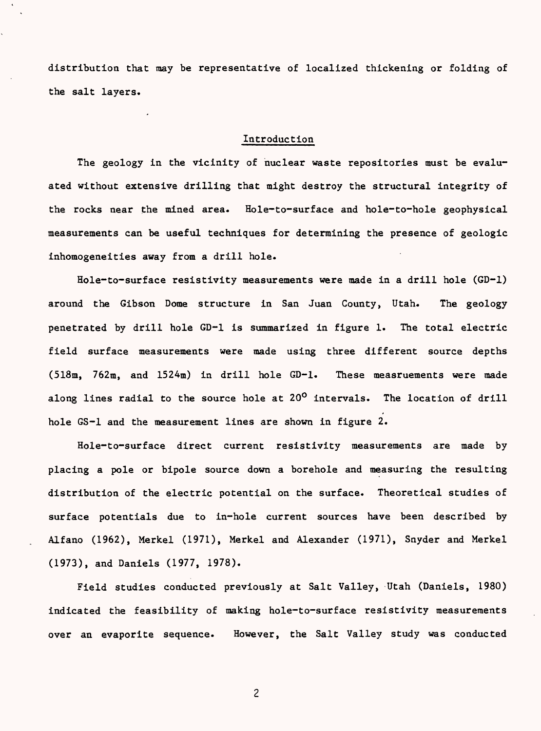distribution that may be representative of localized thickening or folding of the salt layers.

## Introduction

The geology in the vicinity of nuclear waste repositories must be evaluated without extensive drilling that might destroy the structural integrity of the rocks near the mined area. Hole-to-surface and hole-to-hole geophysical measurements can be useful techniques for determining the presence of geologic inhomogeneities away from a drill hole.

Hole-to-surface resistivity measurements were made in a drill hole (GD-1) around the Gibson Dome structure in San Juan County, Utah. The geology penetrated by drill hole GD-1 is summarized in figure 1. The total electric field surface measurements were made using three different source depths (518m, 762m, and 1524m) in drill hole GD-1. These measruements were made along lines radial to the source hole at $20^{o}$ intervals. The location of drill hole GS-1 and the measurement lines are shown in figure 2.

Hole-to-surface direct current resistivity measurements are made by placing a pole or bipole source down a borehole and measuring the resulting distribution of the electric potential on the surface. Theoretical studies of surface potentials due to in-hole current sources have been described by Alfano (1962), Merkel (1971), Merkel and Alexander (1971), Snyder and Merkel (1973), and Daniels (1977, 1978).

Field studies conducted previously at Salt Valley, Utah (Daniels, 1980) indicated the feasibility of making hole-to-surface resistivity measurements over an evaporite sequence. However, the Salt Valley study was conducted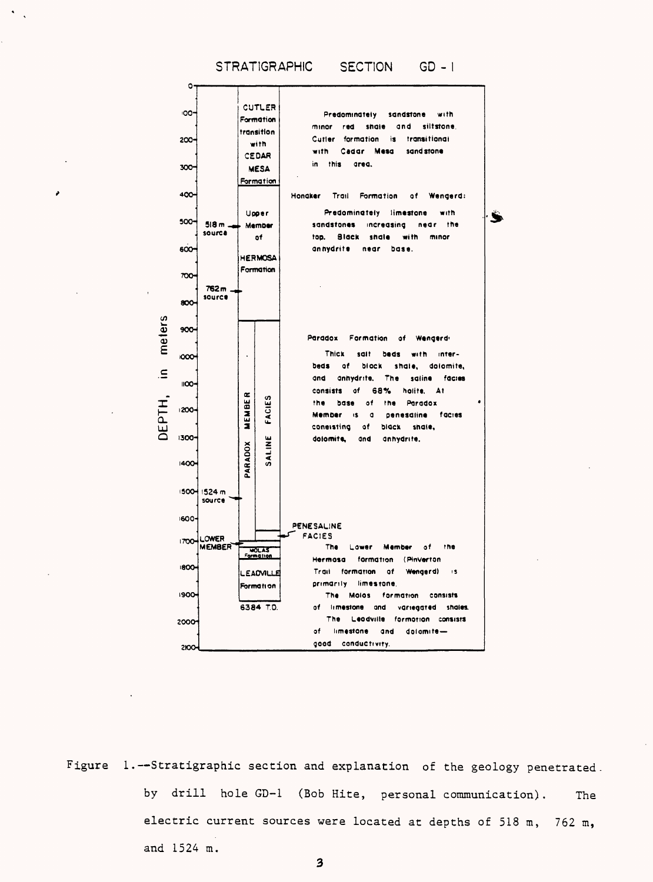STRATIGRAPHIC SECTION GD - 1

| DEPTH, in meters | Source | Unit | Explanation |
| --- | --- | --- | --- |
| 0–370 | | CUTLER Formation transition with CEDAR MESA Formation | Predominately sandstone with minor red shale and siltstone. Cutler formation is transitional with Cedar Mesa sandstone in this area. |
| 370–865 | 518 m source; 762 m source | Upper Member of HERMOSA Formation | Honaker Trail Formation of Wengerd: Predominately limestone with sandstones increasing near the top. Black shale with minor anhydrite near base. |
| 865–1700 | 1524 m source | PARADOX MEMBER — SALINE FACIES; PENESALINE FACIES | Paradox Formation of Wengerd: Thick salt beds with interbeds of black shale, dolomite, and anhydrite. The saline facies consists of 68% halite. At the base of the Paradox Member is a penesaline facies consisting of black shale, dolomite, and anhydrite. |
| 1700– | | LOWER MEMBER; MOLAS Formation; LEADVILLE Formation; 6384 T.D. | The Lower Member of the Hermosa formation (Pinverton Trail formation of Wengerd) is primarily limestone. The Molas formation consists of limestone and variegated shales. The Leadville formation consists of limestone and dolomite— good conductivity. |

Figure 1.--Stratigraphic section and explanation of the geology penetrated by drill hole GD-1 (Bob Hite, personal communication). The electric current sources were located at depths of 518 m, 762 m, and 1524 m.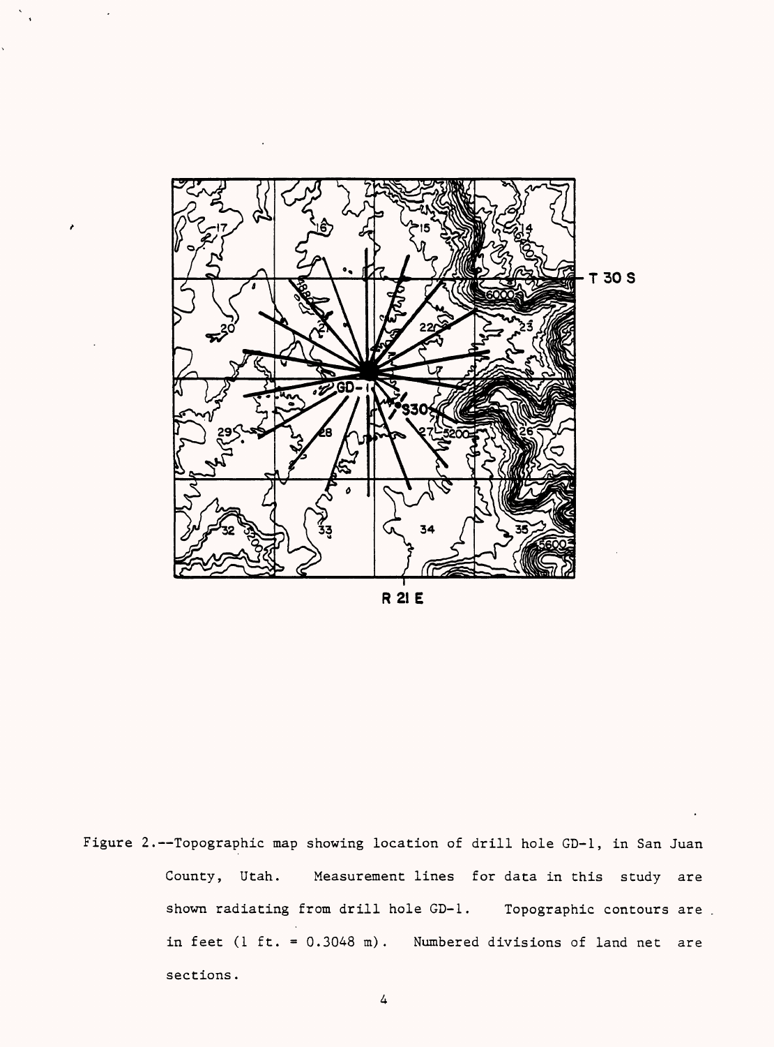Figure 2.--Topographic map showing location of drill hole GD-1, in San Juan County, Utah. Measurement lines for data in this study are shown radiating from drill hole GD-1. Topographic contours are in feet (1 ft. = 0.3048 m). Numbered divisions of land net are sections.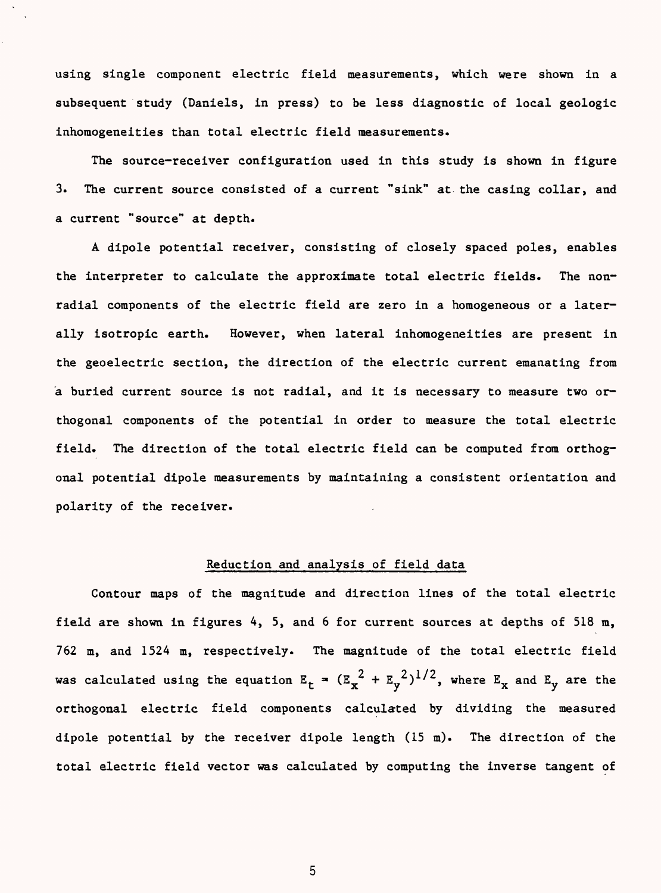using single component electric field measurements, which were shown in a subsequent study (Daniels, in press) to be less diagnostic of local geologic inhomogeneities than total electric field measurements.

The source-receiver configuration used in this study is shown in figure 3. The current source consisted of a current "sink" at the casing collar, and a current "source" at depth.

A dipole potential receiver, consisting of closely spaced poles, enables the interpreter to calculate the approximate total electric fields. The non-radial components of the electric field are zero in a homogeneous or a laterally isotropic earth. However, when lateral inhomogeneities are present in the geoelectric section, the direction of the electric current emanating from a buried current source is not radial, and it is necessary to measure two orthogonal components of the potential in order to measure the total electric field. The direction of the total electric field can be computed from orthogonal potential dipole measurements by maintaining a consistent orientation and polarity of the receiver.

## Reduction and analysis of field data

Contour maps of the magnitude and direction lines of the total electric field are shown in figures 4, 5, and 6 for current sources at depths of 518 m, 762 m, and 1524 m, respectively. The magnitude of the total electric field was calculated using the equation $E_t = (E_x^2 + E_y^2)^{1/2}$, where $E_x$ and $E_y$ are the orthogonal electric field components calculated by dividing the measured dipole potential by the receiver dipole length (15 m). The direction of the total electric field vector was calculated by computing the inverse tangent of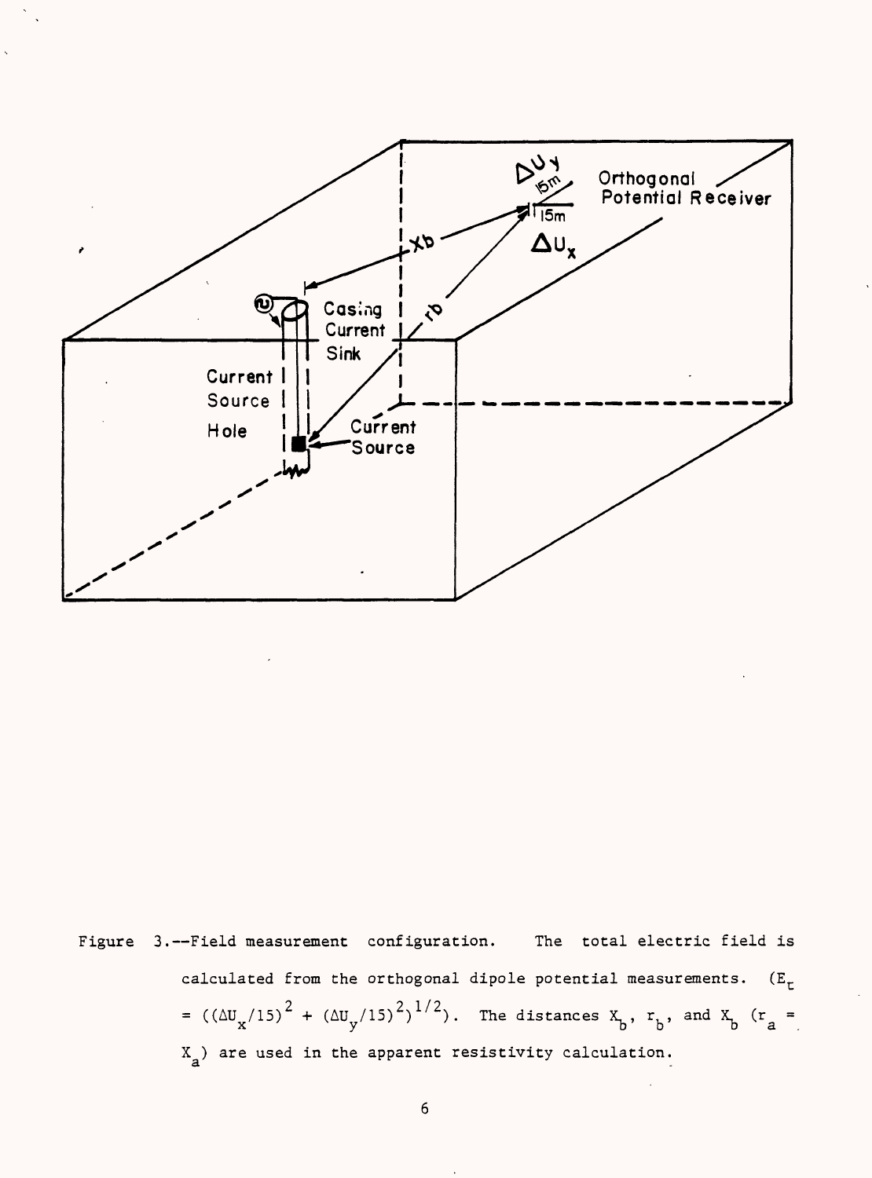Figure 3.--Field measurement configuration. The total electric field is calculated from the orthogonal dipole potential measurements. ($E_t = ((\Delta U_x/15)^2 + (\Delta U_y/15)^2)^{1/2}$). The distances $X_b$, $r_b$, and $X_b$ ($r_a = X_a$) are used in the apparent resistivity calculation.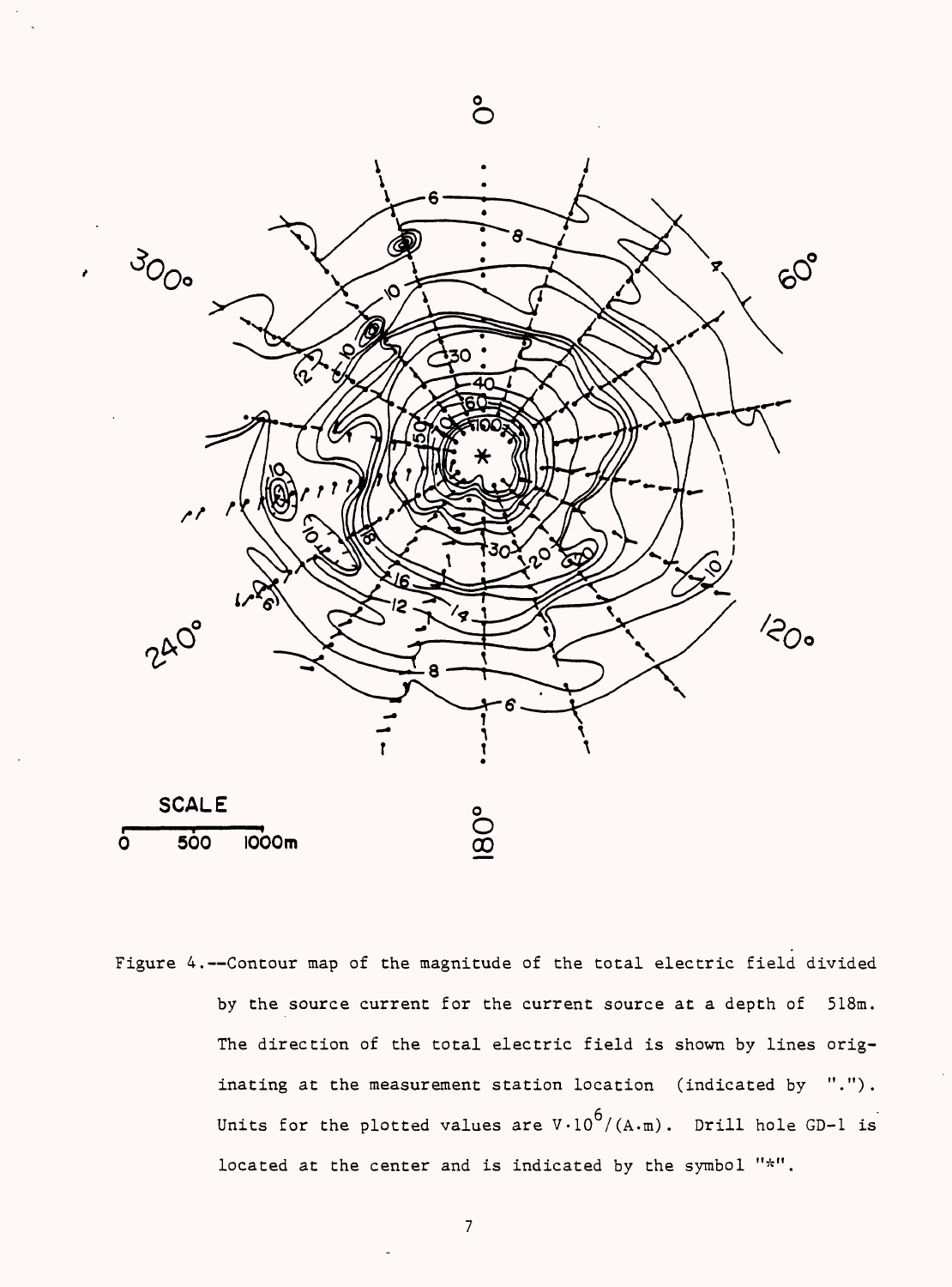Figure 4.--Contour map of the magnitude of the total electric field divided by the source current for the current source at a depth of 518m. The direction of the total electric field is shown by lines originating at the measurement station location (indicated by "."). Units for the plotted values are $V \cdot 10^6/(A \cdot m)$. Drill hole GD-1 is located at the center and is indicated by the symbol "*".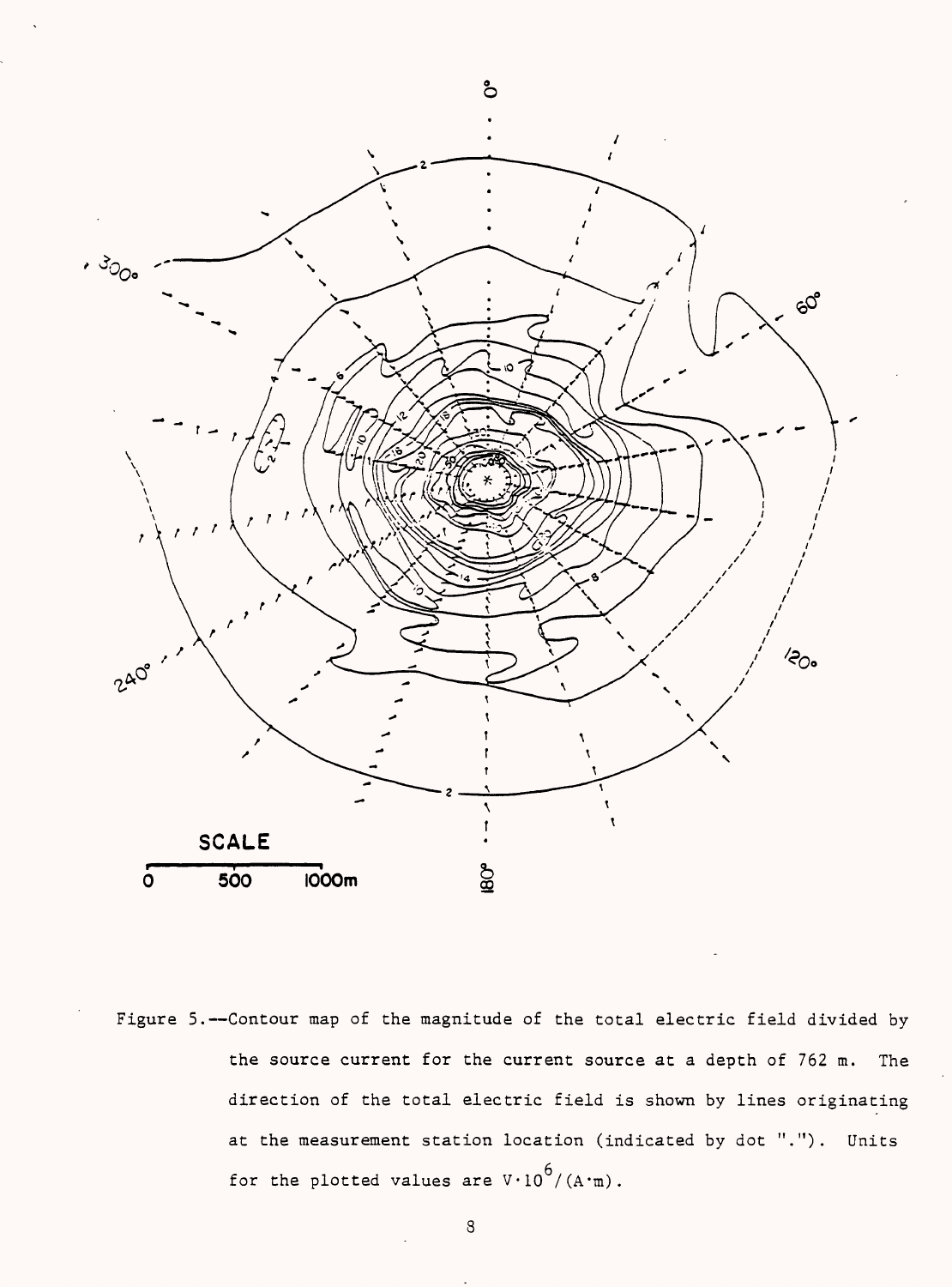Figure 5.--Contour map of the magnitude of the total electric field divided by the source current for the current source at a depth of 762 m. The direction of the total electric field is shown by lines originating at the measurement station location (indicated by dot "."). Units for the plotted values are $V \cdot 10^6/(A \cdot m)$.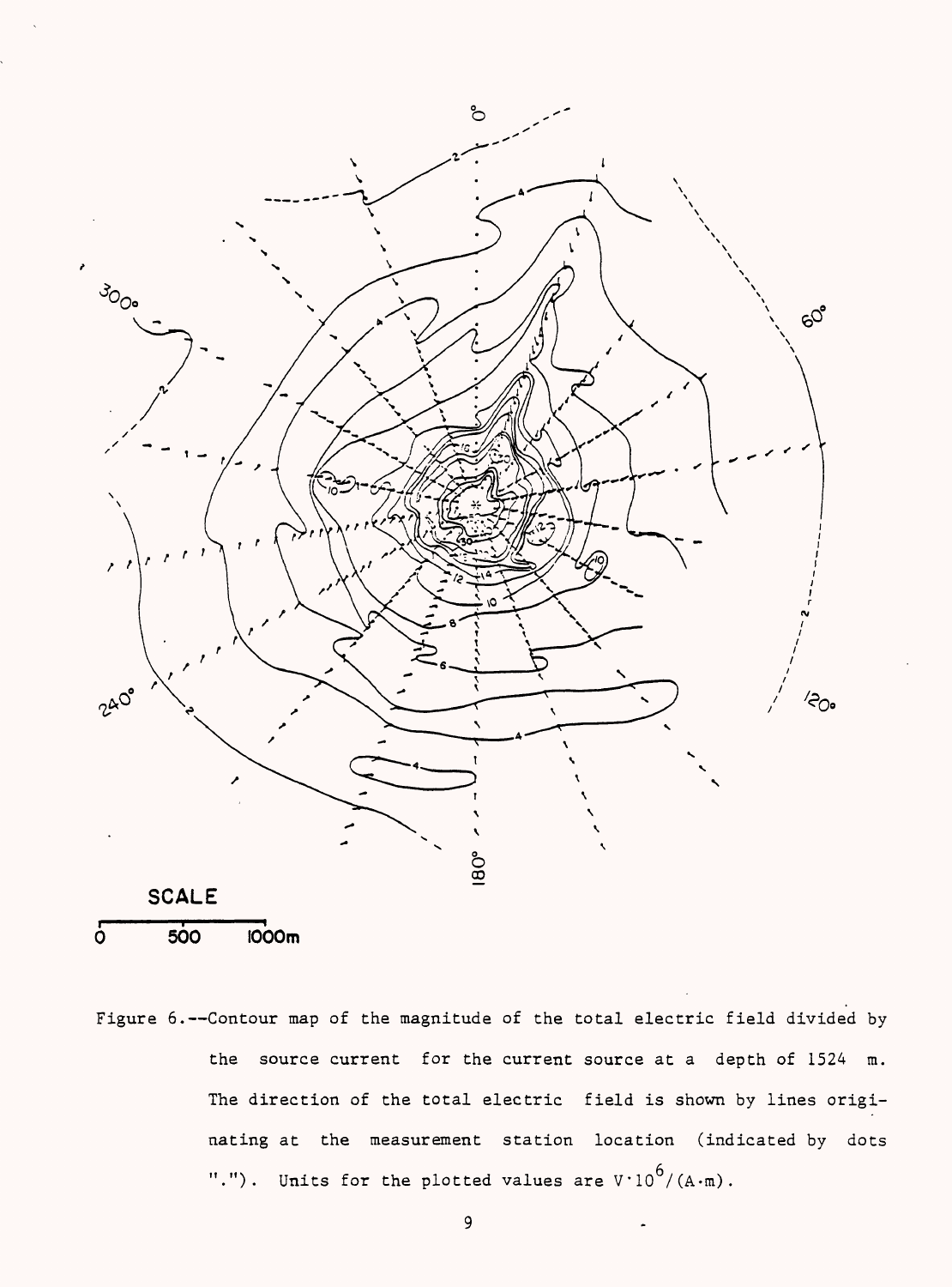Figure 6.--Contour map of the magnitude of the total electric field divided by the source current for the current source at a depth of 1524 m. The direction of the total electric field is shown by lines originating at the measurement station location (indicated by dots "."). Units for the plotted values are $V \cdot 10^6/(A \cdot m)$.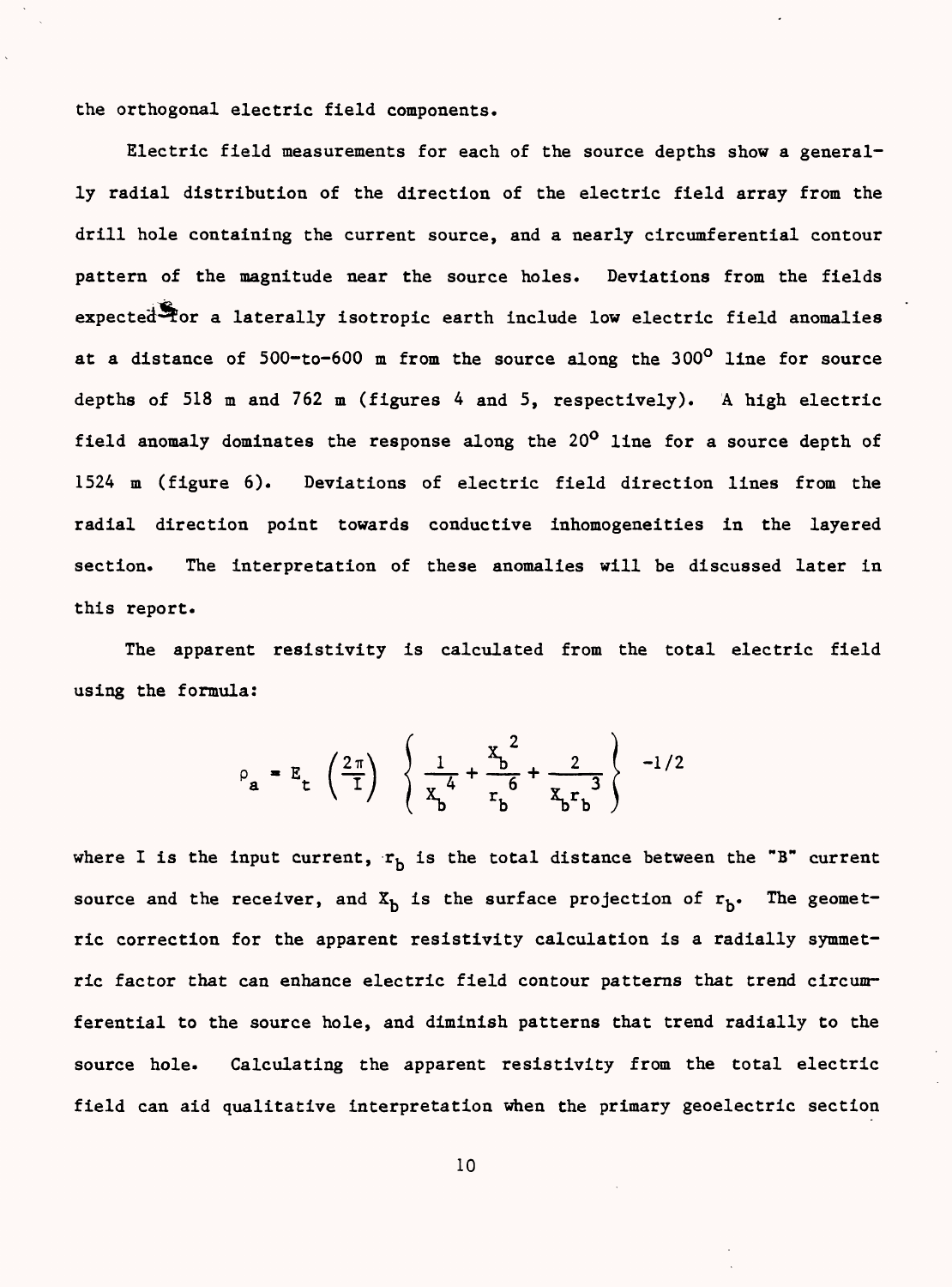the orthogonal electric field components.

Electric field measurements for each of the source depths show a generally radial distribution of the direction of the electric field array from the drill hole containing the current source, and a nearly circumferential contour pattern of the magnitude near the source holes. Deviations from the fields expected for a laterally isotropic earth include low electric field anomalies at a distance of 500-to-600 m from the source along the 300° line for source depths of 518 m and 762 m (figures 4 and 5, respectively). A high electric field anomaly dominates the response along the 20° line for a source depth of 1524 m (figure 6). Deviations of electric field direction lines from the radial direction point towards conductive inhomogeneities in the layered section. The interpretation of these anomalies will be discussed later in this report.

The apparent resistivity is calculated from the total electric field using the formula:

$$\rho_a = E_t \left(\frac{2\pi}{I}\right) \left\{ \frac{1}{X_b^{\,4}} + \frac{X_b^{\,2}}{r_b^{\,6}} + \frac{2}{X_b r_b^{\,3}} \right\}^{-1/2}$$

where I is the input current, $r_b$ is the total distance between the "B" current source and the receiver, and $X_b$ is the surface projection of $r_b$. The geometric correction for the apparent resistivity calculation is a radially symmetric factor that can enhance electric field contour patterns that trend circumferential to the source hole, and diminish patterns that trend radially to the source hole. Calculating the apparent resistivity from the total electric field can aid qualitative interpretation when the primary geoelectric section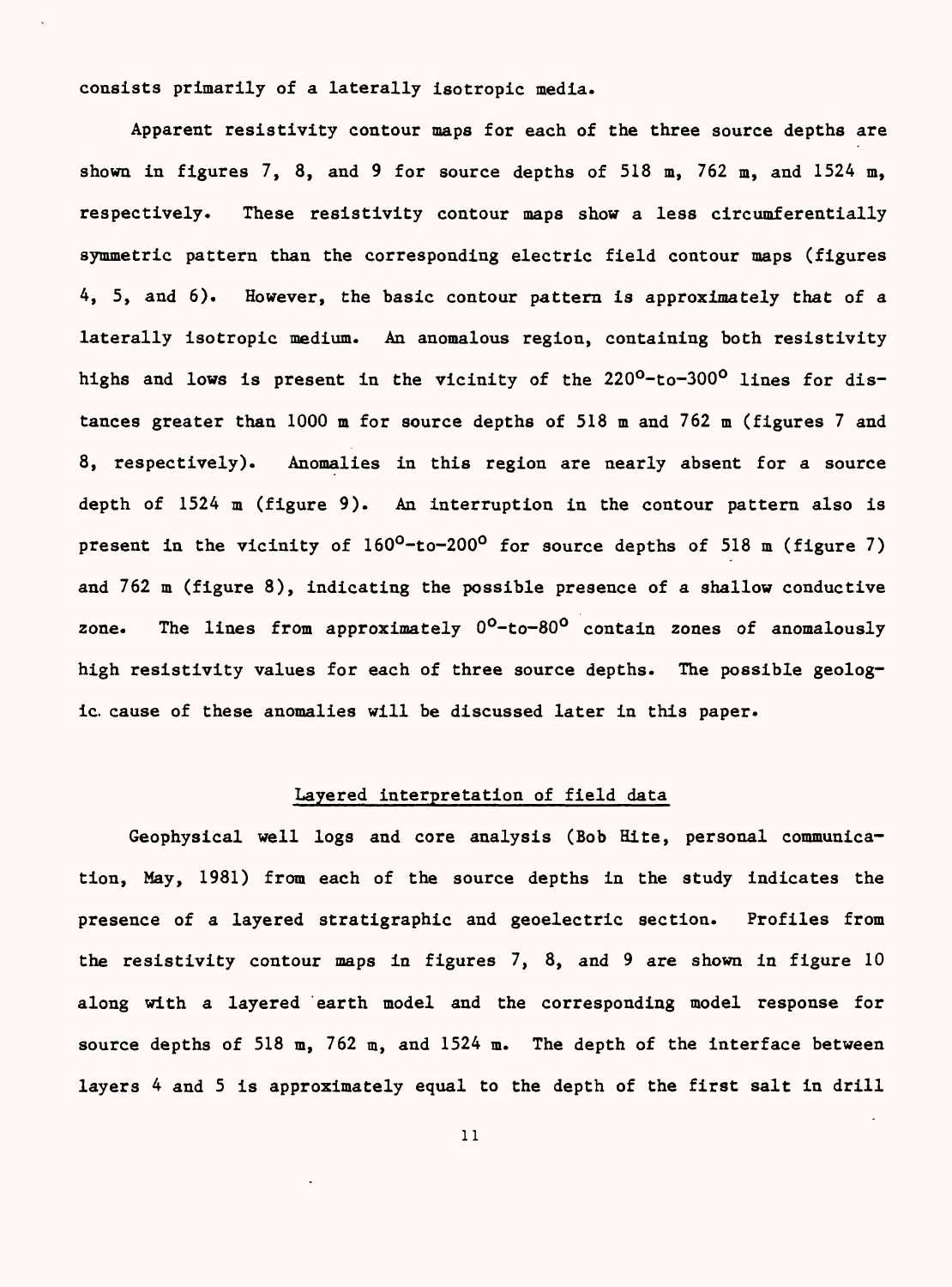consists primarily of a laterally isotropic media.

Apparent resistivity contour maps for each of the three source depths are shown in figures 7, 8, and 9 for source depths of 518 m, 762 m, and 1524 m, respectively. These resistivity contour maps show a less circumferentially symmetric pattern than the corresponding electric field contour maps (figures 4, 5, and 6). However, the basic contour pattern is approximately that of a laterally isotropic medium. An anomalous region, containing both resistivity highs and lows is present in the vicinity of the $220^{\circ}$-to-$300^{\circ}$ lines for distances greater than 1000 m for source depths of 518 m and 762 m (figures 7 and 8, respectively). Anomalies in this region are nearly absent for a source depth of 1524 m (figure 9). An interruption in the contour pattern also is present in the vicinity of $160^{\circ}$-to-$200^{\circ}$ for source depths of 518 m (figure 7) and 762 m (figure 8), indicating the possible presence of a shallow conductive zone. The lines from approximately $0^{\circ}$-to-$80^{\circ}$ contain zones of anomalously high resistivity values for each of three source depths. The possible geologic cause of these anomalies will be discussed later in this paper.

## Layered interpretation of field data

Geophysical well logs and core analysis (Bob Hite, personal communication, May, 1981) from each of the source depths in the study indicates the presence of a layered stratigraphic and geoelectric section. Profiles from the resistivity contour maps in figures 7, 8, and 9 are shown in figure 10 along with a layered earth model and the corresponding model response for source depths of 518 m, 762 m, and 1524 m. The depth of the interface between layers 4 and 5 is approximately equal to the depth of the first salt in drill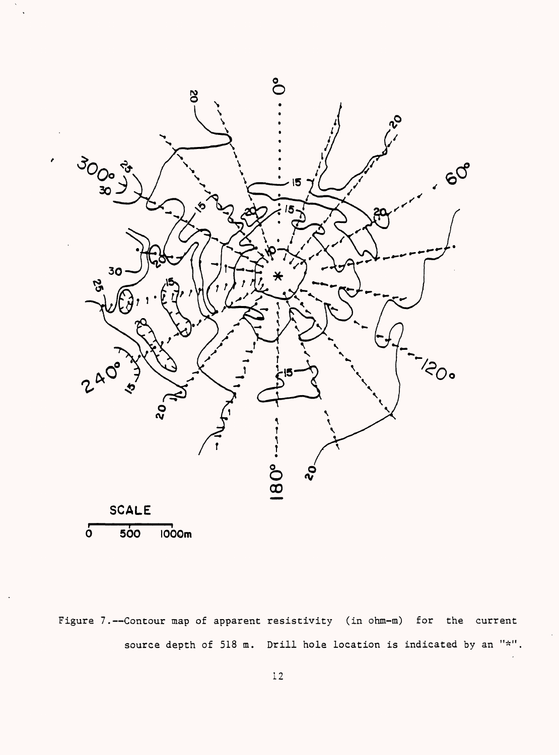Figure 7.--Contour map of apparent resistivity (in ohm-m) for the current source depth of 518 m. Drill hole location is indicated by an "*".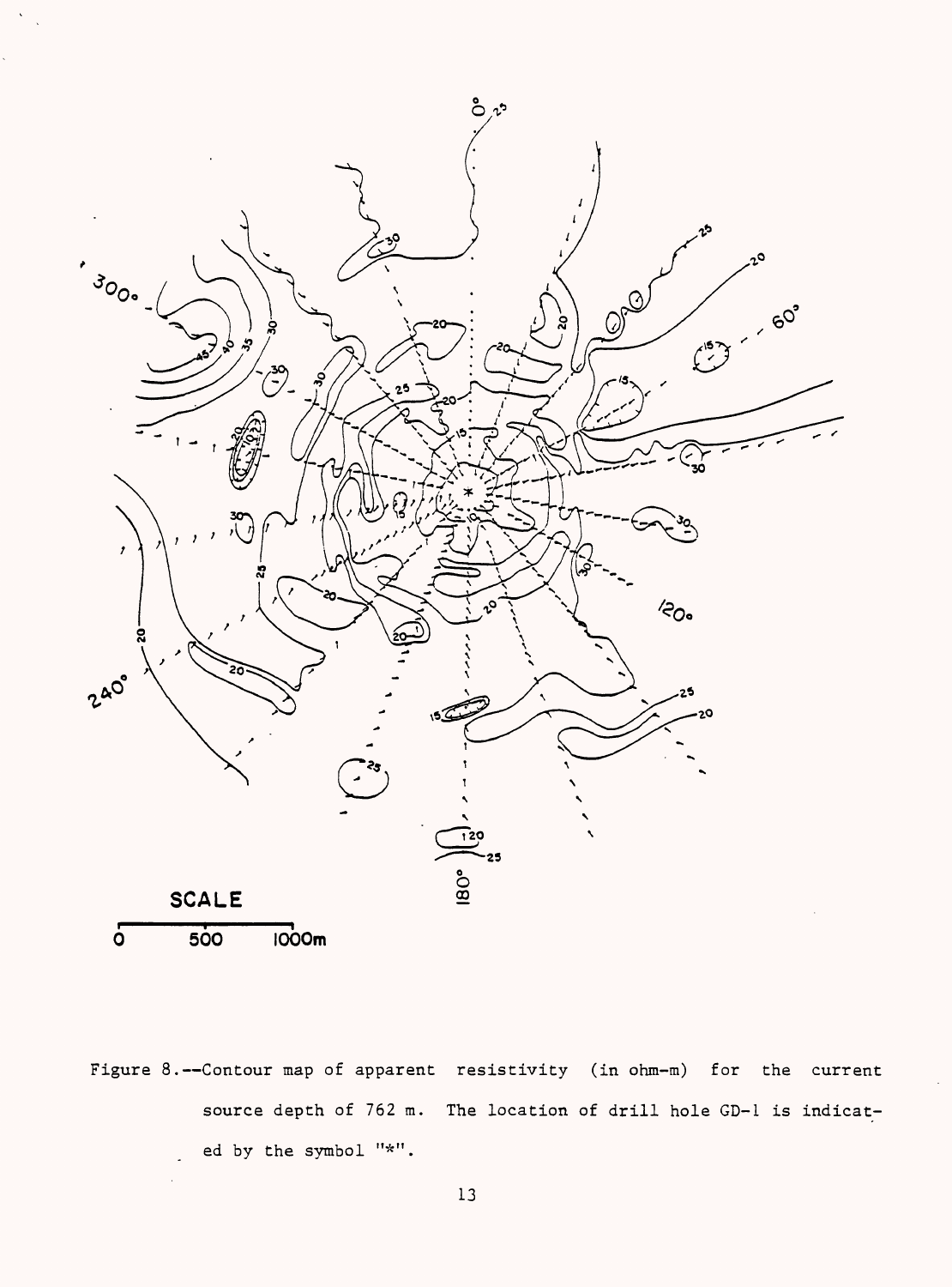Figure 8.--Contour map of apparent resistivity (in ohm-m) for the current source depth of 762 m. The location of drill hole GD-1 is indicated by the symbol "*".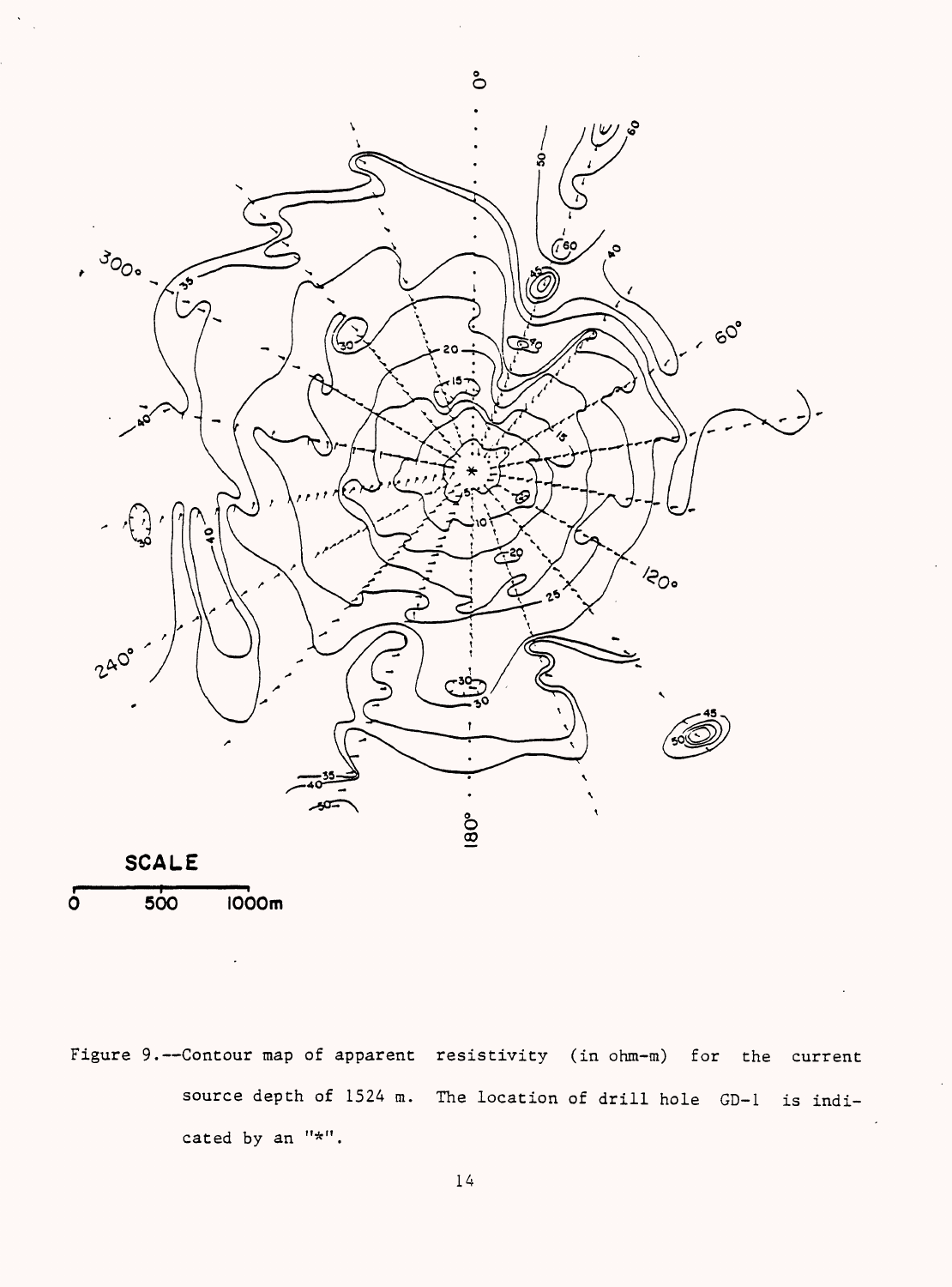Figure 9.--Contour map of apparent resistivity (in ohm-m) for the current source depth of 1524 m. The location of drill hole GD-1 is indicated by an "*".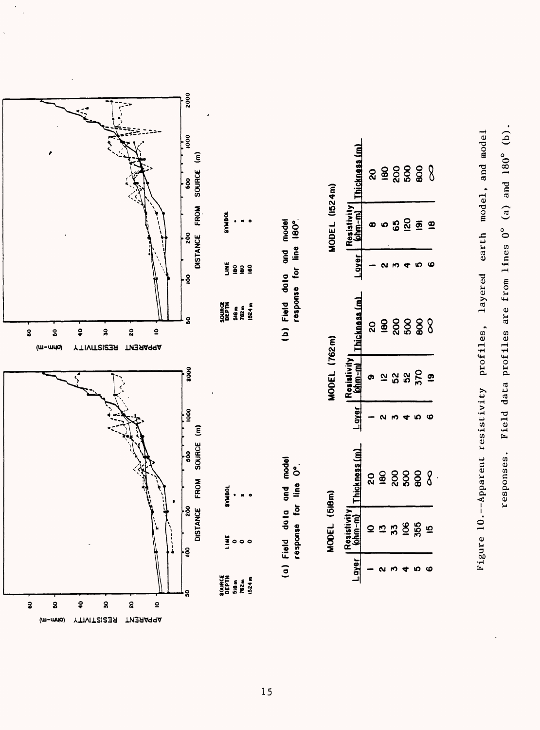(a) Field data and model response for line 0°.

| SOURCE DEPTH | LINE | SYMBOL |
|---|---|---|
| 518 m | 0 | • |
| 762 m | 0 | x |
| 1524 m | 0 | o |

(b) Field data and model response for line 180°.

| SOURCE DEPTH | LINE | SYMBOL |
|---|---|---|
| 518 m | 180 | • |
| 762 m | 180 | x |
| 1524 m | 180 | o |

MODEL (518m)

| Layer | Resistivity (ohm-m) | Thickness (m) |
|---|---|---|
| 1 | 10 | 20 |
| 2 | 13 | 180 |
| 3 | 33 | 200 |
| 4 | 106 | 500 |
| 5 | 355 | 800 |
| 6 | 15 | ∞ |

MODEL (762m)

| Layer | Resistivity (ohm-m) | Thickness (m) |
|---|---|---|
| 1 | 9 | 20 |
| 2 | 12 | 180 |
| 3 | 52 | 200 |
| 4 | 52 | 500 |
| 5 | 370 | 800 |
| 6 | 19 | ∞ |

MODEL (1524m)

| Layer | Resistivity (ohm-m) | Thickness (m) |
|---|---|---|
| 1 | 8 | 20 |
| 2 | 5 | 180 |
| 3 | 65 | 200 |
| 4 | 120 | 500 |
| 5 | 191 | 800 |
| 6 | 18 | ∞ |

Figure 10.--Apparent resistivity profiles, layered earth model, and model responses. Field data profiles are from lines 0° (a) and 180° (b).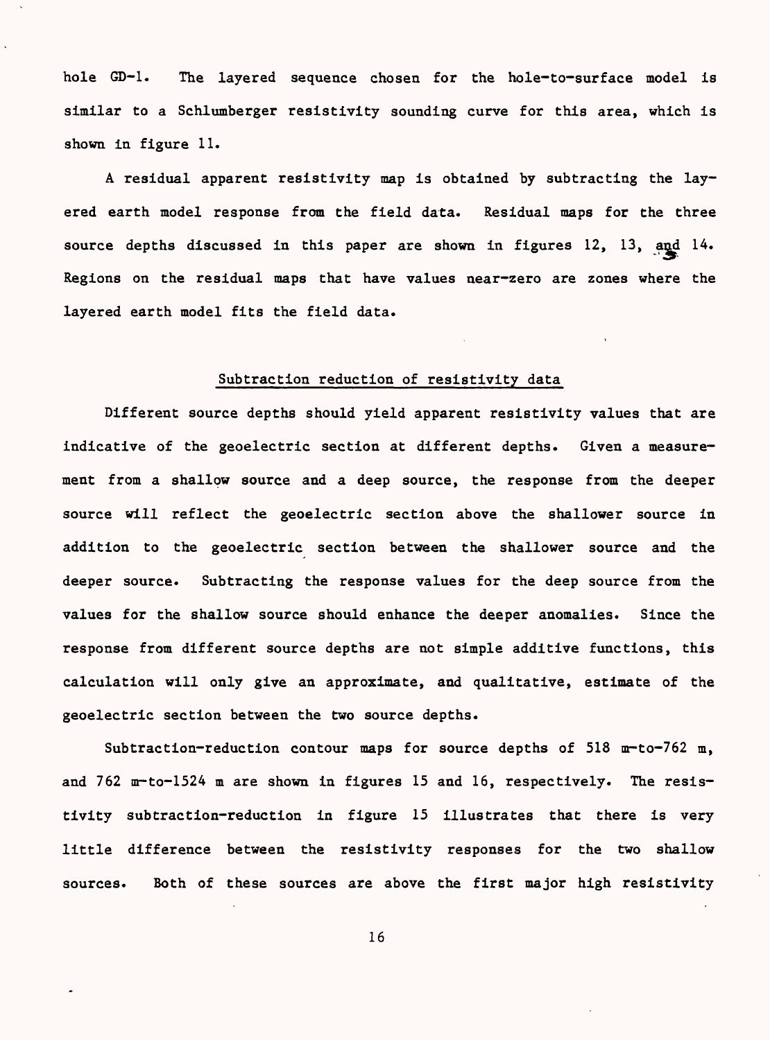hole GD-1. The layered sequence chosen for the hole-to-surface model is similar to a Schlumberger resistivity sounding curve for this area, which is shown in figure 11.

A residual apparent resistivity map is obtained by subtracting the layered earth model response from the field data. Residual maps for the three source depths discussed in this paper are shown in figures 12, 13, and 14. Regions on the residual maps that have values near-zero are zones where the layered earth model fits the field data.

## Subtraction reduction of resistivity data

Different source depths should yield apparent resistivity values that are indicative of the geoelectric section at different depths. Given a measurement from a shallow source and a deep source, the response from the deeper source will reflect the geoelectric section above the shallower source in addition to the geoelectric section between the shallower source and the deeper source. Subtracting the response values for the deep source from the values for the shallow source should enhance the deeper anomalies. Since the response from different source depths are not simple additive functions, this calculation will only give an approximate, and qualitative, estimate of the geoelectric section between the two source depths.

Subtraction-reduction contour maps for source depths of 518 m-to-762 m, and 762 m-to-1524 m are shown in figures 15 and 16, respectively. The resistivity subtraction-reduction in figure 15 illustrates that there is very little difference between the resistivity responses for the two shallow sources. Both of these sources are above the first major high resistivity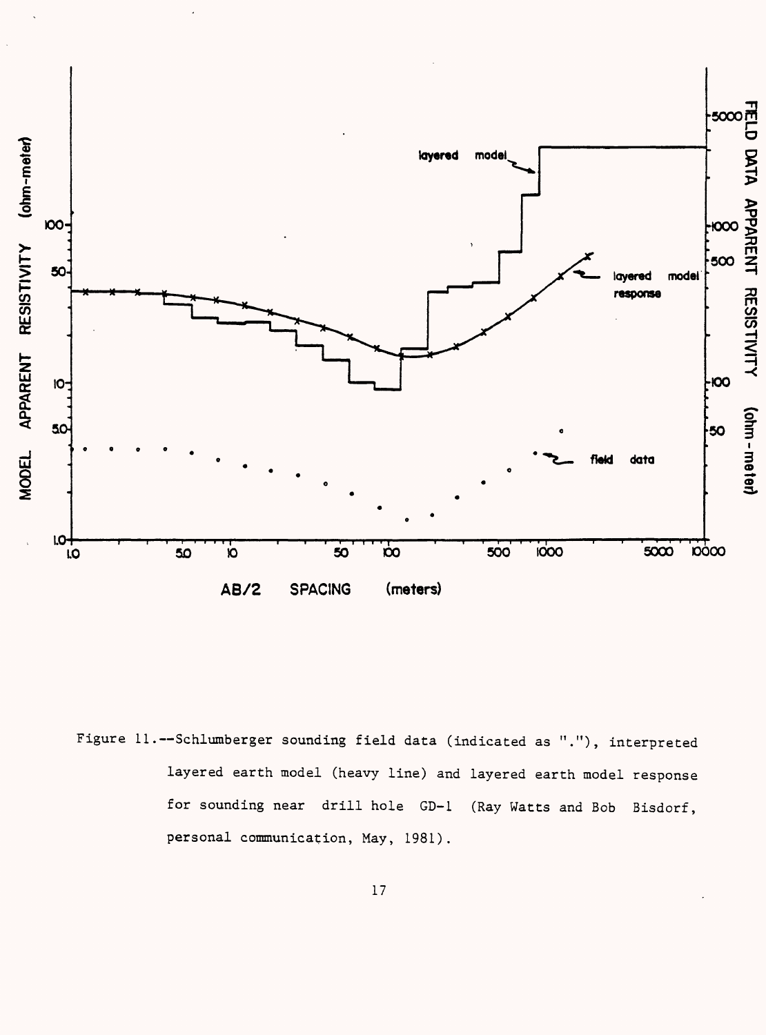Figure 11.--Schlumberger sounding field data (indicated as "."), interpreted layered earth model (heavy line) and layered earth model response for sounding near drill hole GD-1 (Ray Watts and Bob Bisdorf, personal communication, May, 1981).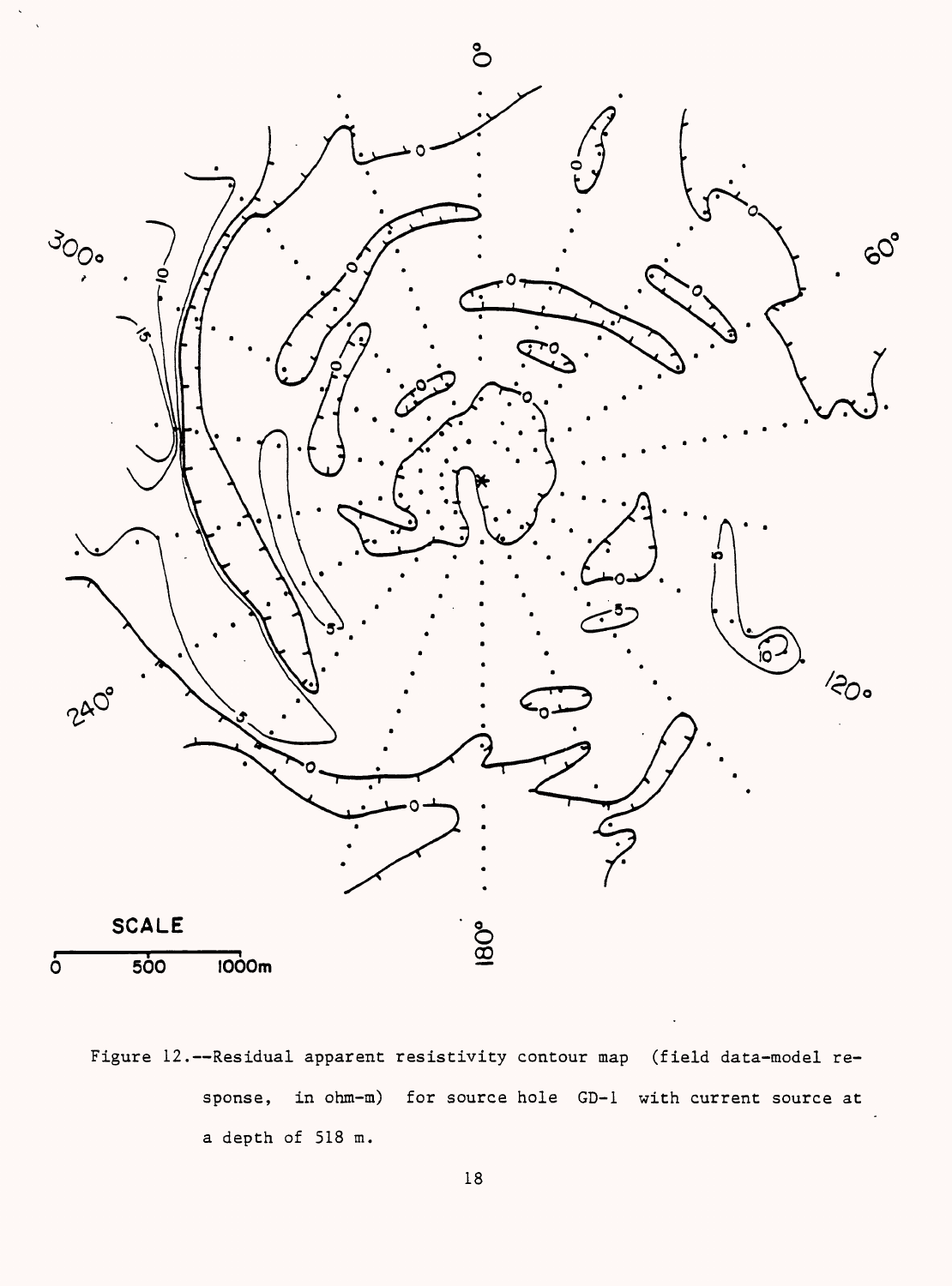Figure 12.--Residual apparent resistivity contour map (field data-model response, in ohm-m) for source hole GD-1 with current source at a depth of 518 m.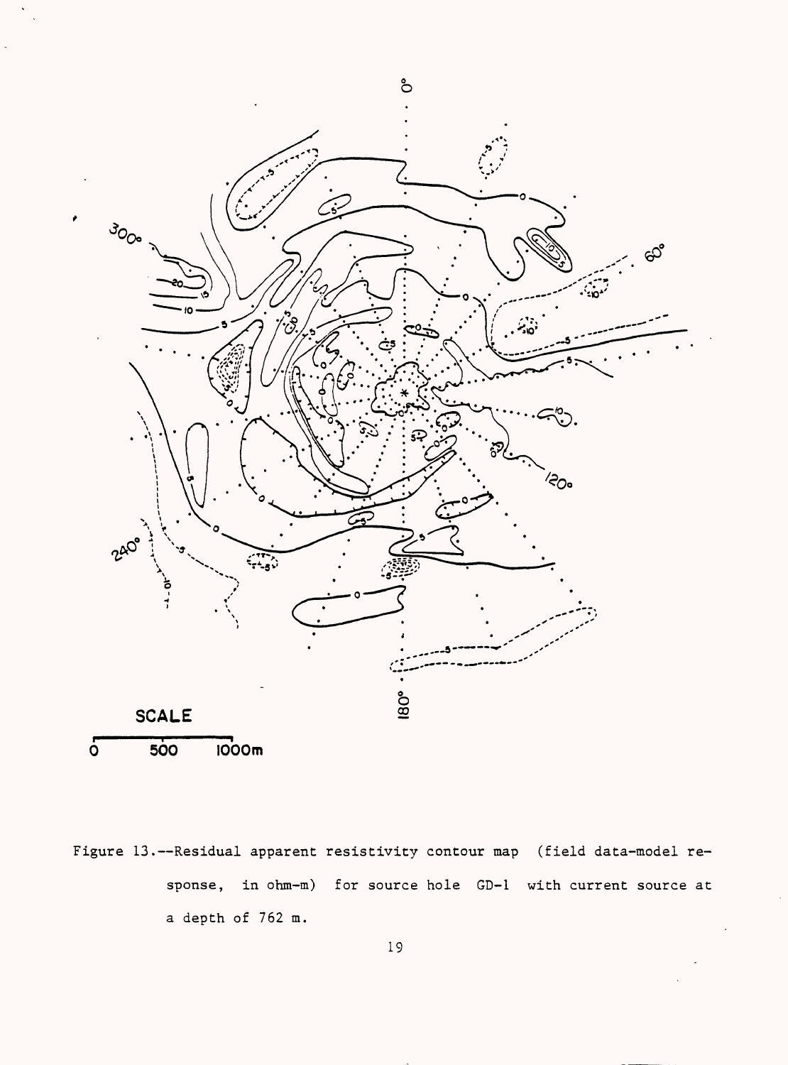Figure 13.--Residual apparent resistivity contour map (field data-model response, in ohm-m) for source hole GD-1 with current source at a depth of 762 m.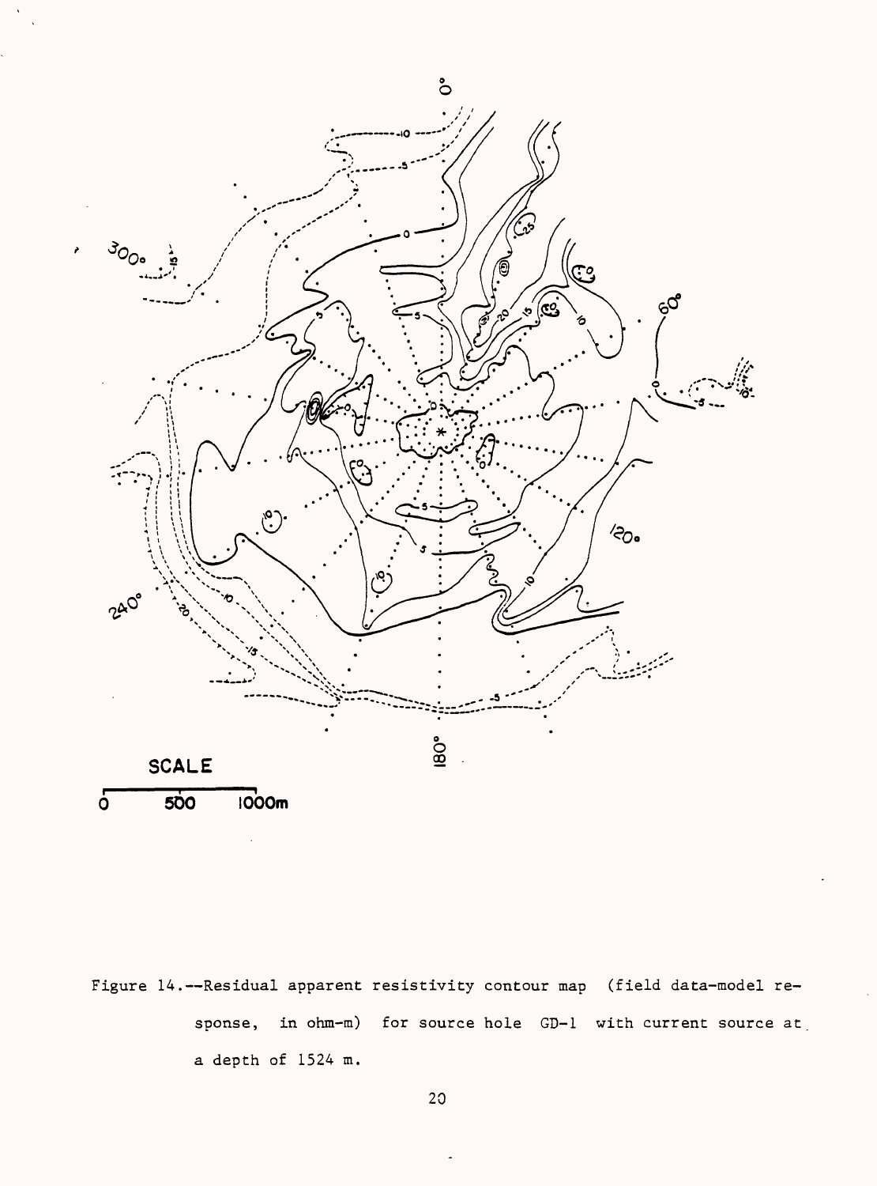Figure 14.--Residual apparent resistivity contour map (field data-model response, in ohm-m) for source hole GD-1 with current source at a depth of 1524 m.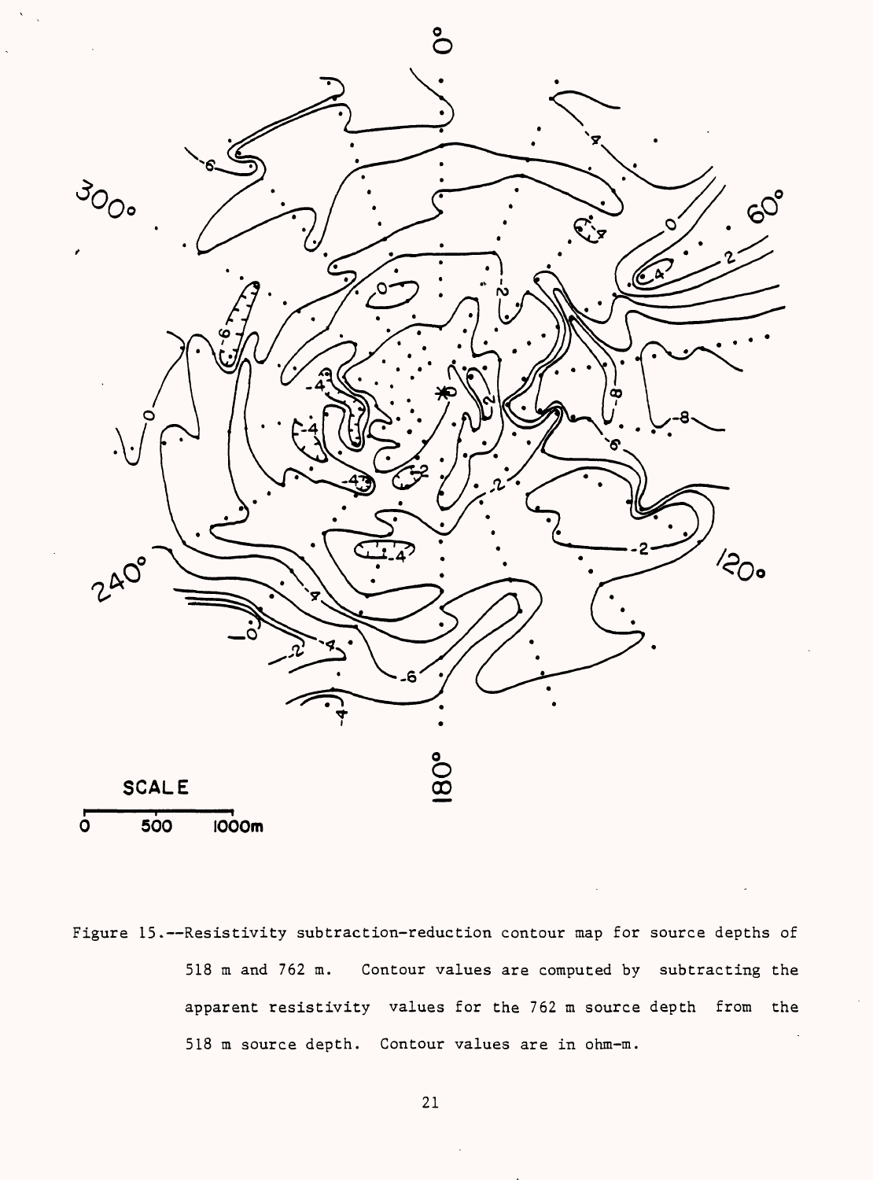Figure 15.--Resistivity subtraction-reduction contour map for source depths of 518 m and 762 m. Contour values are computed by subtracting the apparent resistivity values for the 762 m source depth from the 518 m source depth. Contour values are in ohm-m.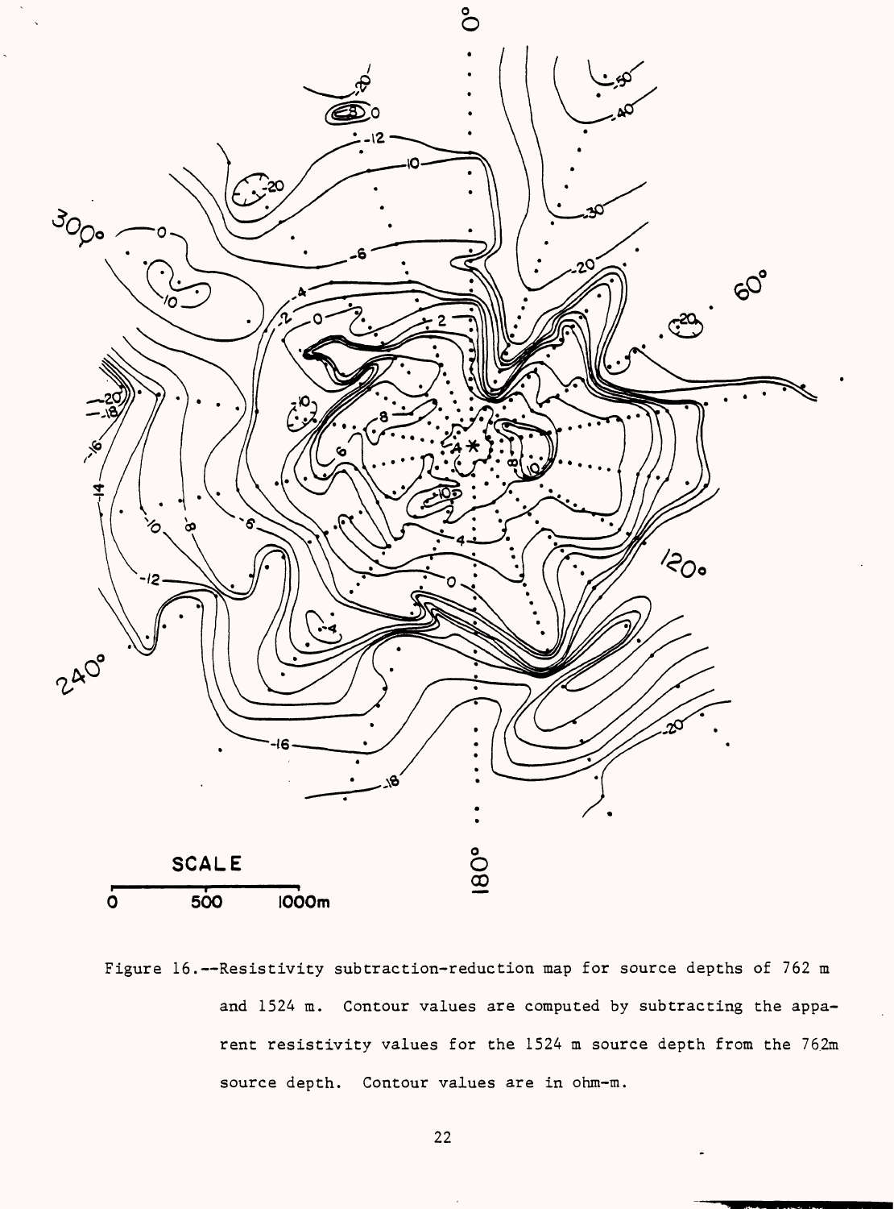Figure 16.--Resistivity subtraction-reduction map for source depths of 762 m and 1524 m. Contour values are computed by subtracting the apparent resistivity values for the 1524 m source depth from the 762m source depth. Contour values are in ohm-m.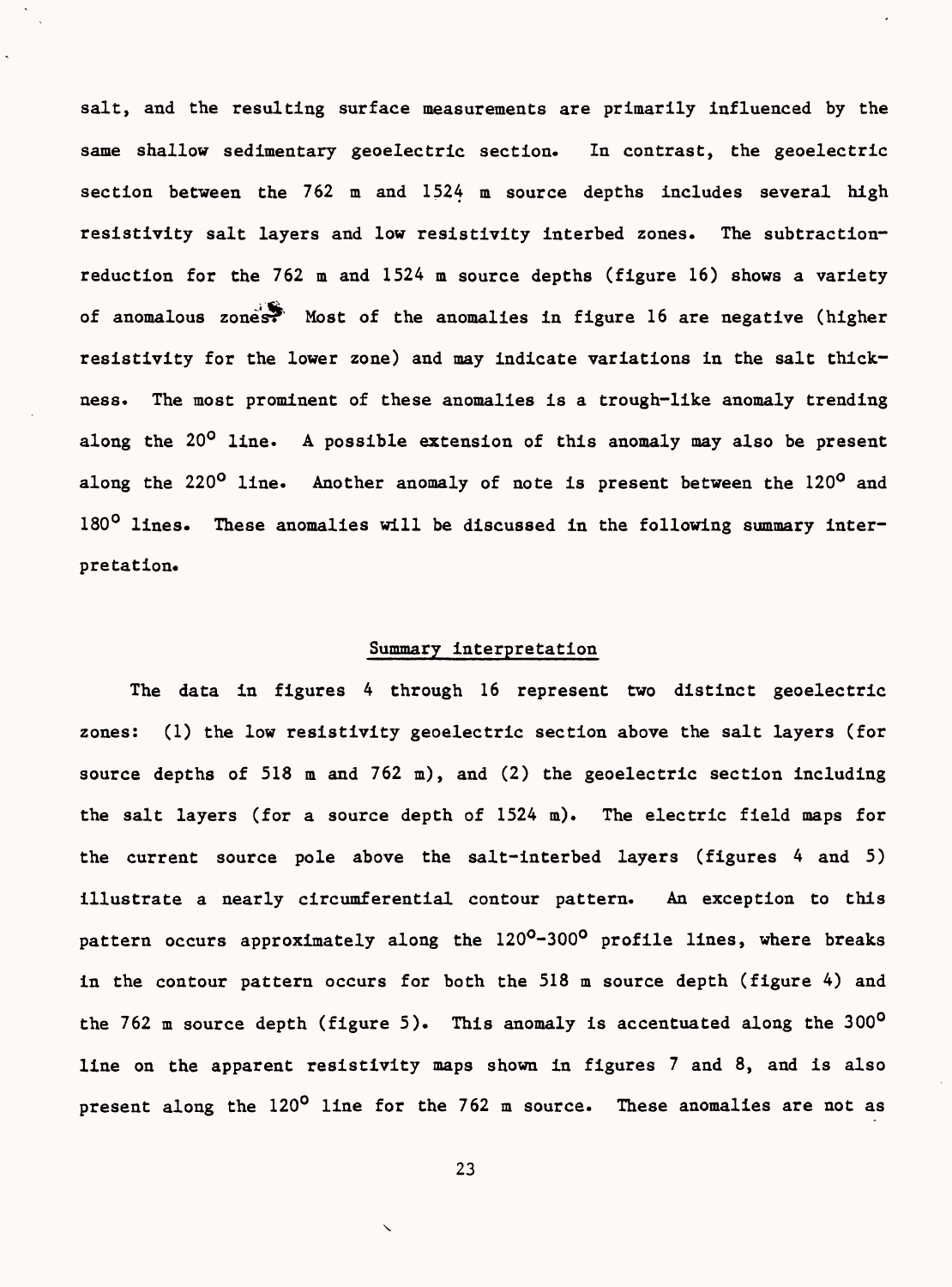salt, and the resulting surface measurements are primarily influenced by the same shallow sedimentary geoelectric section. In contrast, the geoelectric section between the 762 m and 1524 m source depths includes several high resistivity salt layers and low resistivity interbed zones. The subtraction-reduction for the 762 m and 1524 m source depths (figure 16) shows a variety of anomalous zones. Most of the anomalies in figure 16 are negative (higher resistivity for the lower zone) and may indicate variations in the salt thickness. The most prominent of these anomalies is a trough-like anomaly trending along the 20° line. A possible extension of this anomaly may also be present along the 220° line. Another anomaly of note is present between the 120° and 180° lines. These anomalies will be discussed in the following summary interpretation.

## Summary interpretation

The data in figures 4 through 16 represent two distinct geoelectric zones: (1) the low resistivity geoelectric section above the salt layers (for source depths of 518 m and 762 m), and (2) the geoelectric section including the salt layers (for a source depth of 1524 m). The electric field maps for the current source pole above the salt-interbed layers (figures 4 and 5) illustrate a nearly circumferential contour pattern. An exception to this pattern occurs approximately along the 120°-300° profile lines, where breaks in the contour pattern occurs for both the 518 m source depth (figure 4) and the 762 m source depth (figure 5). This anomaly is accentuated along the 300° line on the apparent resistivity maps shown in figures 7 and 8, and is also present along the 120° line for the 762 m source. These anomalies are not as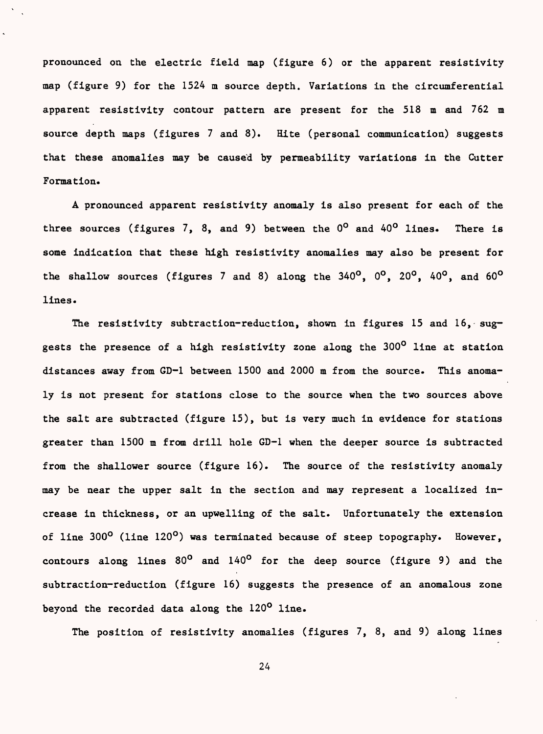pronounced on the electric field map (figure 6) or the apparent resistivity map (figure 9) for the 1524 m source depth. Variations in the circumferential apparent resistivity contour pattern are present for the 518 m and 762 m source depth maps (figures 7 and 8). Hite (personal communication) suggests that these anomalies may be caused by permeability variations in the Cutter Formation.

A pronounced apparent resistivity anomaly is also present for each of the three sources (figures 7, 8, and 9) between the $0^{\circ}$ and $40^{\circ}$ lines. There is some indication that these high resistivity anomalies may also be present for the shallow sources (figures 7 and 8) along the $340^{\circ}$, $0^{\circ}$, $20^{\circ}$, $40^{\circ}$, and $60^{\circ}$ lines.

The resistivity subtraction-reduction, shown in figures 15 and 16, suggests the presence of a high resistivity zone along the $300^{\circ}$ line at station distances away from GD-1 between 1500 and 2000 m from the source. This anomaly is not present for stations close to the source when the two sources above the salt are subtracted (figure 15), but is very much in evidence for stations greater than 1500 m from drill hole GD-1 when the deeper source is subtracted from the shallower source (figure 16). The source of the resistivity anomaly may be near the upper salt in the section and may represent a localized increase in thickness, or an upwelling of the salt. Unfortunately the extension of line $300^{\circ}$ (line $120^{\circ}$) was terminated because of steep topography. However, contours along lines $80^{\circ}$ and $140^{\circ}$ for the deep source (figure 9) and the subtraction-reduction (figure 16) suggests the presence of an anomalous zone beyond the recorded data along the $120^{\circ}$ line.

The position of resistivity anomalies (figures 7, 8, and 9) along lines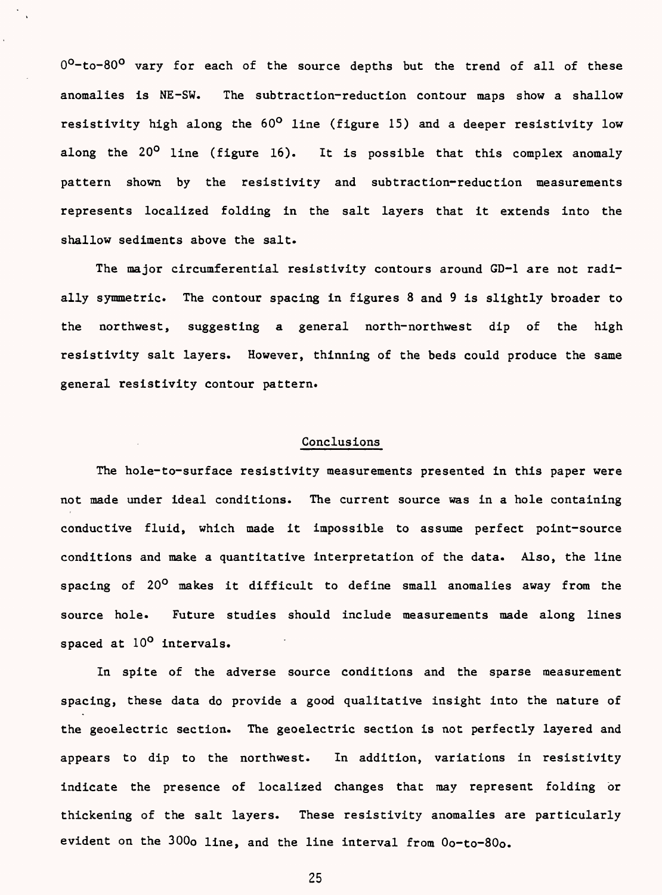0°-to-80° vary for each of the source depths but the trend of all of these anomalies is NE-SW. The subtraction-reduction contour maps show a shallow resistivity high along the 60° line (figure 15) and a deeper resistivity low along the 20° line (figure 16). It is possible that this complex anomaly pattern shown by the resistivity and subtraction-reduction measurements represents localized folding in the salt layers that it extends into the shallow sediments above the salt.

The major circumferential resistivity contours around GD-1 are not radially symmetric. The contour spacing in figures 8 and 9 is slightly broader to the northwest, suggesting a general north-northwest dip of the high resistivity salt layers. However, thinning of the beds could produce the same general resistivity contour pattern.

## Conclusions

The hole-to-surface resistivity measurements presented in this paper were not made under ideal conditions. The current source was in a hole containing conductive fluid, which made it impossible to assume perfect point-source conditions and make a quantitative interpretation of the data. Also, the line spacing of 20° makes it difficult to define small anomalies away from the source hole. Future studies should include measurements made along lines spaced at 10° intervals.

In spite of the adverse source conditions and the sparse measurement spacing, these data do provide a good qualitative insight into the nature of the geoelectric section. The geoelectric section is not perfectly layered and appears to dip to the northwest. In addition, variations in resistivity indicate the presence of localized changes that may represent folding or thickening of the salt layers. These resistivity anomalies are particularly evident on the 300o line, and the line interval from 0o-to-80o.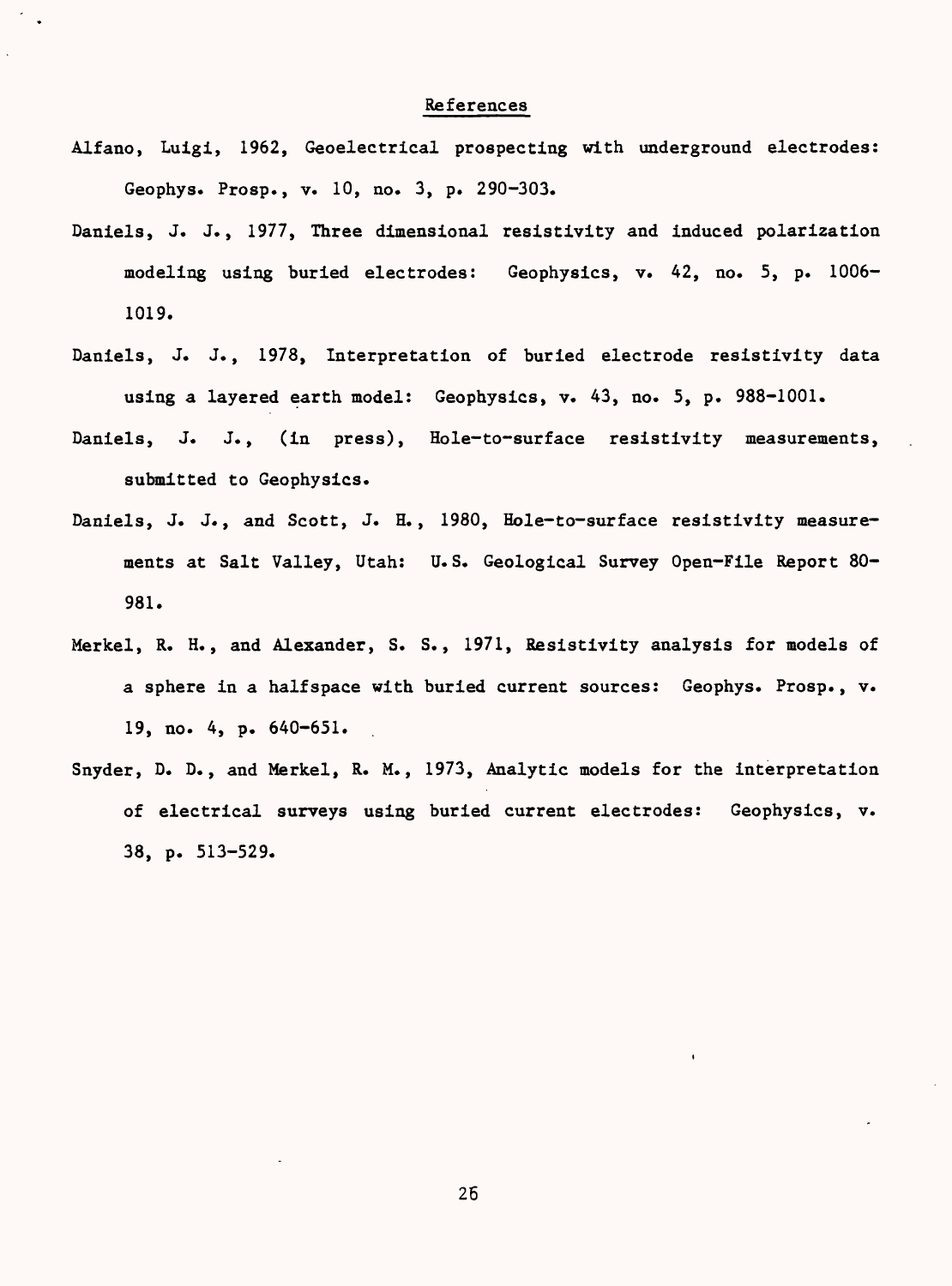## References

Alfano, Luigi, 1962, Geoelectrical prospecting with underground electrodes: Geophys. Prosp., v. 10, no. 3, p. 290-303.

Daniels, J. J., 1977, Three dimensional resistivity and induced polarization modeling using buried electrodes: Geophysics, v. 42, no. 5, p. 1006-1019.

Daniels, J. J., 1978, Interpretation of buried electrode resistivity data using a layered earth model: Geophysics, v. 43, no. 5, p. 988-1001.

Daniels, J. J., (in press), Hole-to-surface resistivity measurements, submitted to Geophysics.

Daniels, J. J., and Scott, J. H., 1980, Hole-to-surface resistivity measurements at Salt Valley, Utah: U.S. Geological Survey Open-File Report 80-981.

Merkel, R. H., and Alexander, S. S., 1971, Resistivity analysis for models of a sphere in a halfspace with buried current sources: Geophys. Prosp., v. 19, no. 4, p. 640-651.

Snyder, D. D., and Merkel, R. M., 1973, Analytic models for the interpretation of electrical surveys using buried current electrodes: Geophysics, v. 38, p. 513-529.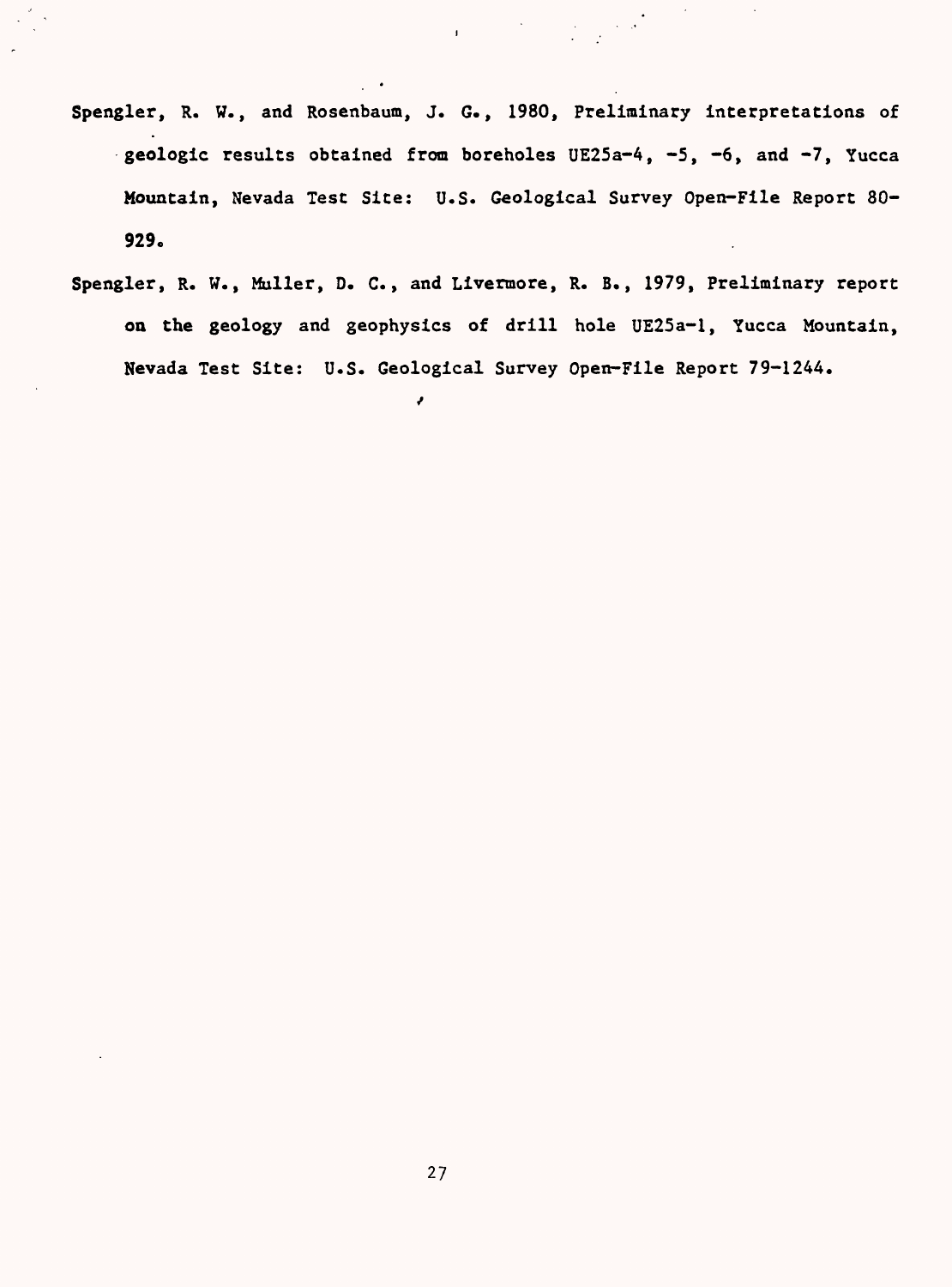Spengler, R. W., and Rosenbaum, J. G., 1980, Preliminary interpretations of geologic results obtained from boreholes UE25a-4, -5, -6, and -7, Yucca Mountain, Nevada Test Site: U.S. Geological Survey Open-File Report 80-929.

Spengler, R. W., Muller, D. C., and Livermore, R. B., 1979, Preliminary report on the geology and geophysics of drill hole UE25a-1, Yucca Mountain, Nevada Test Site: U.S. Geological Survey Open-File Report 79-1244.